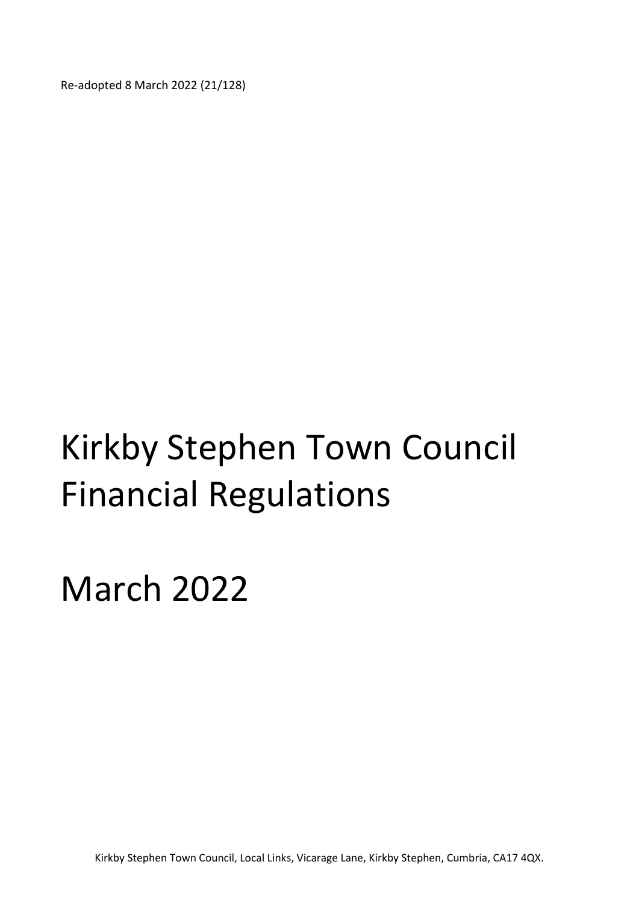Re-adopted 8 March 2022 (21/128)

# Kirkby Stephen Town Council Financial Regulations

# March 2022

Kirkby Stephen Town Council, Local Links, Vicarage Lane, Kirkby Stephen, Cumbria, CA17 4QX.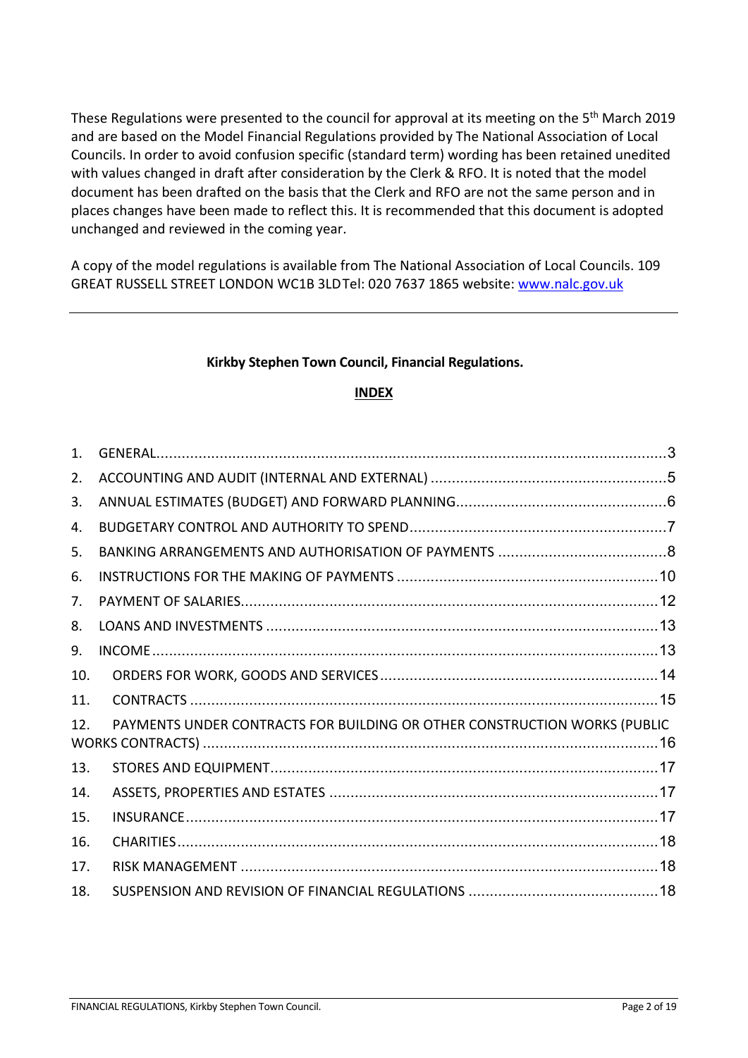These Regulations were presented to the council for approval at its meeting on the 5th March 2019 and are based on the Model Financial Regulations provided by The National Association of Local Councils. In order to avoid confusion specific (standard term) wording has been retained unedited with values changed in draft after consideration by the Clerk & RFO. It is noted that the model document has been drafted on the basis that the Clerk and RFO are not the same person and in places changes have been made to reflect this. It is recommended that this document is adopted unchanged and reviewed in the coming year.

A copy of the model regulations is available from The National Association of Local Councils. 109 GREAT RUSSELL STREET LONDON WC1B 3LD Tel: 020 7637 1865 website: [www.nalc.gov.uk](http://www.nalc.gov.uk)

---

**Kirkby Stephen Town Council, Financial Regulations.**

**INDEX**

1. GENERAL.......3
2. ACCOUNTING AND AUDIT (INTERNAL AND EXTERNAL).......5
3. ANNUAL ESTIMATES (BUDGET) AND FORWARD PLANNING.......6
4. BUDGETARY CONTROL AND AUTHORITY TO SPEND.......7
5. BANKING ARRANGEMENTS AND AUTHORISATION OF PAYMENTS.......8
6. INSTRUCTIONS FOR THE MAKING OF PAYMENTS.......10
7. PAYMENT OF SALARIES.......12
8. LOANS AND INVESTMENTS.......13
9. INCOME.......13
10. ORDERS FOR WORK, GOODS AND SERVICES.......14
11. CONTRACTS.......15
12. PAYMENTS UNDER CONTRACTS FOR BUILDING OR OTHER CONSTRUCTION WORKS (PUBLIC WORKS CONTRACTS).......16
13. STORES AND EQUIPMENT.......17
14. ASSETS, PROPERTIES AND ESTATES.......17
15. INSURANCE.......17
16. CHARITIES.......18
17. RISK MANAGEMENT.......18
18. SUSPENSION AND REVISION OF FINANCIAL REGULATIONS.......18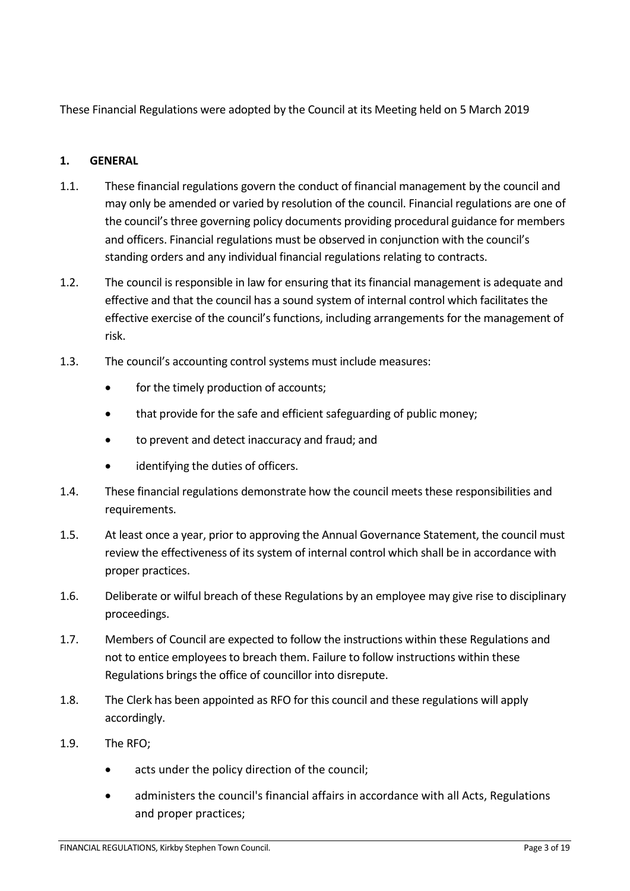These Financial Regulations were adopted by the Council at its Meeting held on 5 March 2019

## 1. GENERAL

1.1. These financial regulations govern the conduct of financial management by the council and may only be amended or varied by resolution of the council. Financial regulations are one of the council's three governing policy documents providing procedural guidance for members and officers. Financial regulations must be observed in conjunction with the council's standing orders and any individual financial regulations relating to contracts.

1.2. The council is responsible in law for ensuring that its financial management is adequate and effective and that the council has a sound system of internal control which facilitates the effective exercise of the council's functions, including arrangements for the management of risk.

1.3. The council's accounting control systems must include measures:

- for the timely production of accounts;
- that provide for the safe and efficient safeguarding of public money;
- to prevent and detect inaccuracy and fraud; and
- identifying the duties of officers.

1.4. These financial regulations demonstrate how the council meets these responsibilities and requirements.

1.5. At least once a year, prior to approving the Annual Governance Statement, the council must review the effectiveness of its system of internal control which shall be in accordance with proper practices.

1.6. Deliberate or wilful breach of these Regulations by an employee may give rise to disciplinary proceedings.

1.7. Members of Council are expected to follow the instructions within these Regulations and not to entice employees to breach them. Failure to follow instructions within these Regulations brings the office of councillor into disrepute.

1.8. The Clerk has been appointed as RFO for this council and these regulations will apply accordingly.

1.9. The RFO;

- acts under the policy direction of the council;
- administers the council's financial affairs in accordance with all Acts, Regulations and proper practices;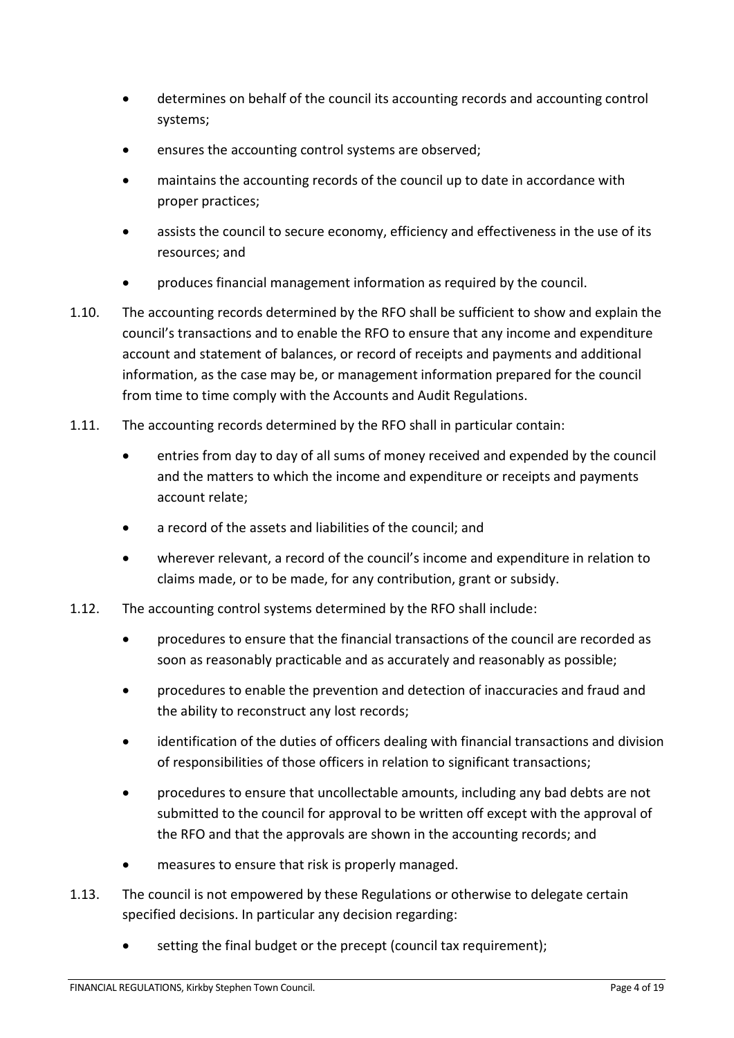- determines on behalf of the council its accounting records and accounting control systems;
- ensures the accounting control systems are observed;
- maintains the accounting records of the council up to date in accordance with proper practices;
- assists the council to secure economy, efficiency and effectiveness in the use of its resources; and
- produces financial management information as required by the council.

1.10. The accounting records determined by the RFO shall be sufficient to show and explain the council's transactions and to enable the RFO to ensure that any income and expenditure account and statement of balances, or record of receipts and payments and additional information, as the case may be, or management information prepared for the council from time to time comply with the Accounts and Audit Regulations.

1.11. The accounting records determined by the RFO shall in particular contain:

- entries from day to day of all sums of money received and expended by the council and the matters to which the income and expenditure or receipts and payments account relate;
- a record of the assets and liabilities of the council; and
- wherever relevant, a record of the council's income and expenditure in relation to claims made, or to be made, for any contribution, grant or subsidy.

1.12. The accounting control systems determined by the RFO shall include:

- procedures to ensure that the financial transactions of the council are recorded as soon as reasonably practicable and as accurately and reasonably as possible;
- procedures to enable the prevention and detection of inaccuracies and fraud and the ability to reconstruct any lost records;
- identification of the duties of officers dealing with financial transactions and division of responsibilities of those officers in relation to significant transactions;
- procedures to ensure that uncollectable amounts, including any bad debts are not submitted to the council for approval to be written off except with the approval of the RFO and that the approvals are shown in the accounting records; and
- measures to ensure that risk is properly managed.

1.13. The council is not empowered by these Regulations or otherwise to delegate certain specified decisions. In particular any decision regarding:

- setting the final budget or the precept (council tax requirement);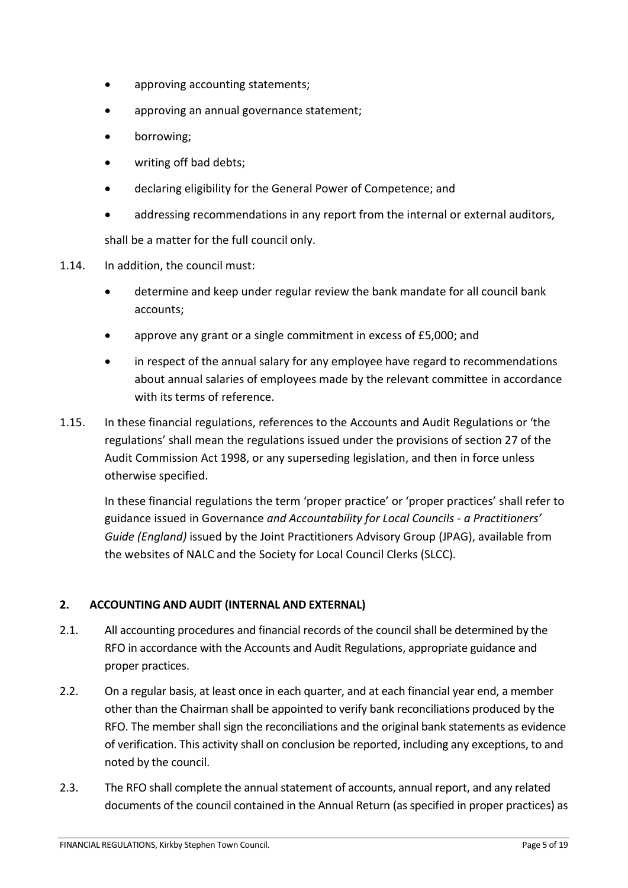- approving accounting statements;
- approving an annual governance statement;
- borrowing;
- writing off bad debts;
- declaring eligibility for the General Power of Competence; and
- addressing recommendations in any report from the internal or external auditors,

shall be a matter for the full council only.

1.14. In addition, the council must:

- determine and keep under regular review the bank mandate for all council bank accounts;
- approve any grant or a single commitment in excess of £5,000; and
- in respect of the annual salary for any employee have regard to recommendations about annual salaries of employees made by the relevant committee in accordance with its terms of reference.

1.15. In these financial regulations, references to the Accounts and Audit Regulations or 'the regulations' shall mean the regulations issued under the provisions of section 27 of the Audit Commission Act 1998, or any superseding legislation, and then in force unless otherwise specified.

In these financial regulations the term 'proper practice' or 'proper practices' shall refer to guidance issued in Governance *and Accountability for Local Councils - a Practitioners' Guide (England)* issued by the Joint Practitioners Advisory Group (JPAG), available from the websites of NALC and the Society for Local Council Clerks (SLCC).

## 2. ACCOUNTING AND AUDIT (INTERNAL AND EXTERNAL)

2.1. All accounting procedures and financial records of the council shall be determined by the RFO in accordance with the Accounts and Audit Regulations, appropriate guidance and proper practices.

2.2. On a regular basis, at least once in each quarter, and at each financial year end, a member other than the Chairman shall be appointed to verify bank reconciliations produced by the RFO. The member shall sign the reconciliations and the original bank statements as evidence of verification. This activity shall on conclusion be reported, including any exceptions, to and noted by the council.

2.3. The RFO shall complete the annual statement of accounts, annual report, and any related documents of the council contained in the Annual Return (as specified in proper practices) as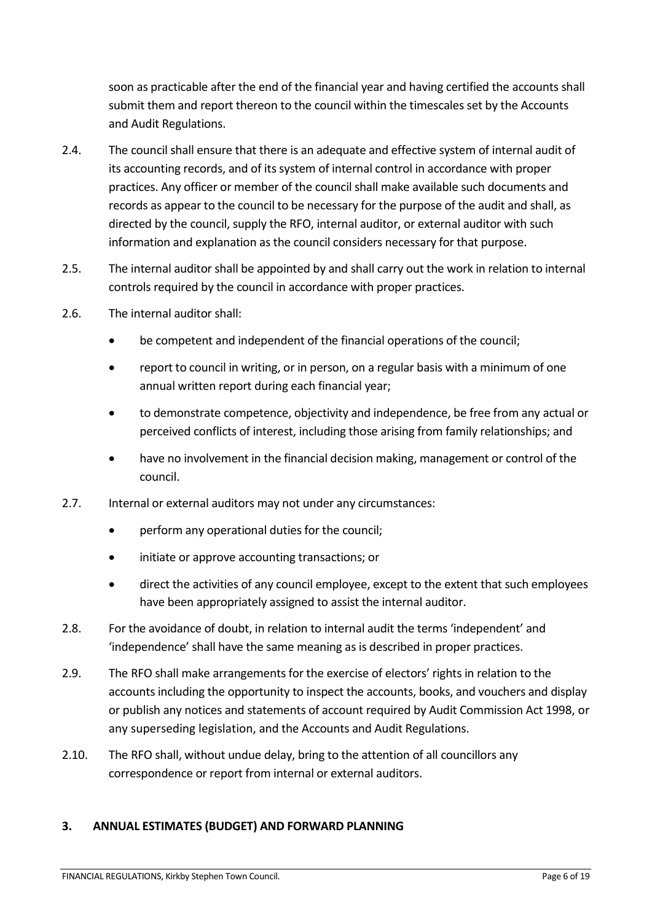soon as practicable after the end of the financial year and having certified the accounts shall submit them and report thereon to the council within the timescales set by the Accounts and Audit Regulations.

2.4. The council shall ensure that there is an adequate and effective system of internal audit of its accounting records, and of its system of internal control in accordance with proper practices. Any officer or member of the council shall make available such documents and records as appear to the council to be necessary for the purpose of the audit and shall, as directed by the council, supply the RFO, internal auditor, or external auditor with such information and explanation as the council considers necessary for that purpose.

2.5. The internal auditor shall be appointed by and shall carry out the work in relation to internal controls required by the council in accordance with proper practices.

2.6. The internal auditor shall:

- be competent and independent of the financial operations of the council;
- report to council in writing, or in person, on a regular basis with a minimum of one annual written report during each financial year;
- to demonstrate competence, objectivity and independence, be free from any actual or perceived conflicts of interest, including those arising from family relationships; and
- have no involvement in the financial decision making, management or control of the council.

2.7. Internal or external auditors may not under any circumstances:

- perform any operational duties for the council;
- initiate or approve accounting transactions; or
- direct the activities of any council employee, except to the extent that such employees have been appropriately assigned to assist the internal auditor.

2.8. For the avoidance of doubt, in relation to internal audit the terms 'independent' and 'independence' shall have the same meaning as is described in proper practices.

2.9. The RFO shall make arrangements for the exercise of electors' rights in relation to the accounts including the opportunity to inspect the accounts, books, and vouchers and display or publish any notices and statements of account required by Audit Commission Act 1998, or any superseding legislation, and the Accounts and Audit Regulations.

2.10. The RFO shall, without undue delay, bring to the attention of all councillors any correspondence or report from internal or external auditors.

## 3. ANNUAL ESTIMATES (BUDGET) AND FORWARD PLANNING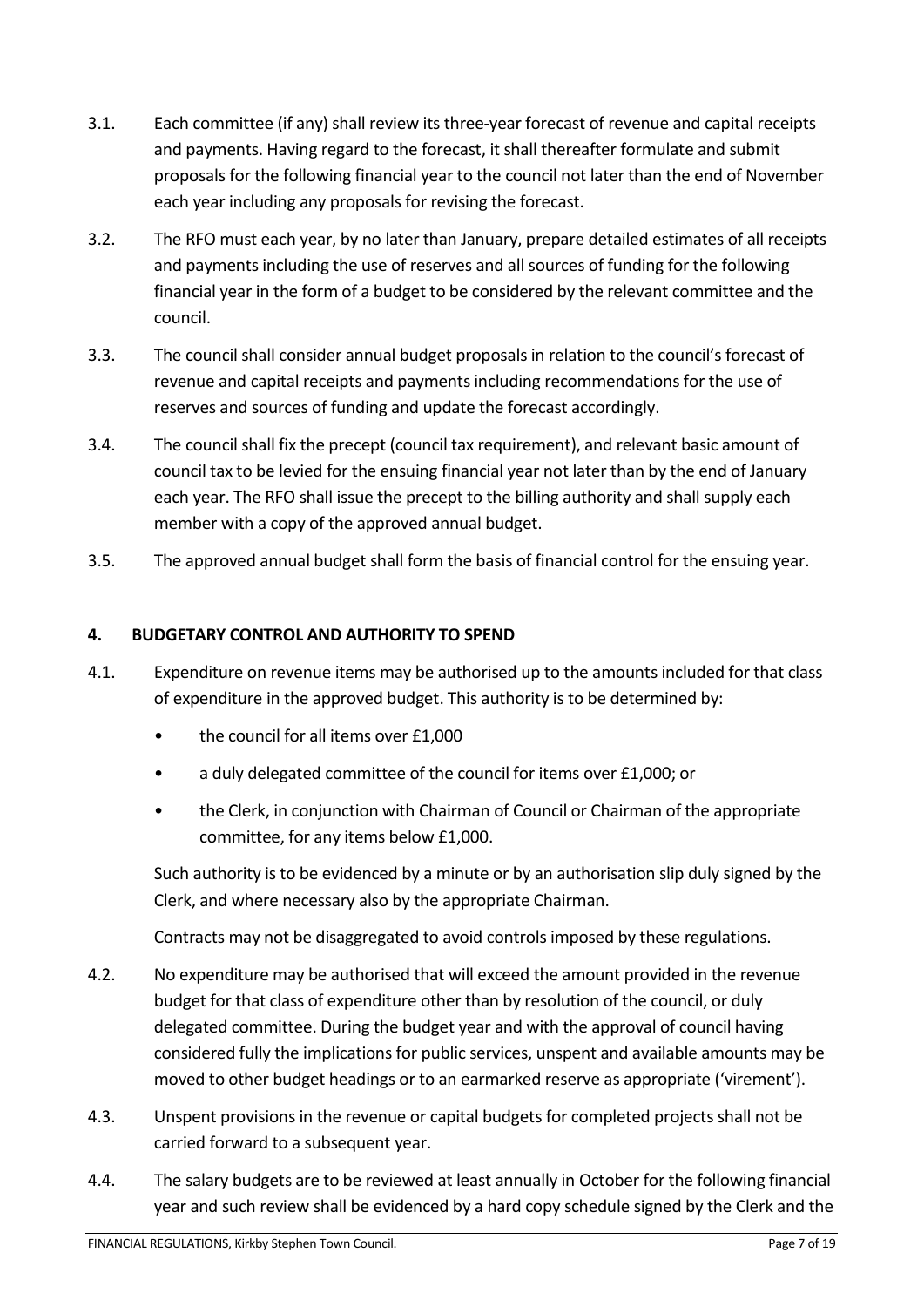3.1. Each committee (if any) shall review its three-year forecast of revenue and capital receipts and payments. Having regard to the forecast, it shall thereafter formulate and submit proposals for the following financial year to the council not later than the end of November each year including any proposals for revising the forecast.

3.2. The RFO must each year, by no later than January, prepare detailed estimates of all receipts and payments including the use of reserves and all sources of funding for the following financial year in the form of a budget to be considered by the relevant committee and the council.

3.3. The council shall consider annual budget proposals in relation to the council's forecast of revenue and capital receipts and payments including recommendations for the use of reserves and sources of funding and update the forecast accordingly.

3.4. The council shall fix the precept (council tax requirement), and relevant basic amount of council tax to be levied for the ensuing financial year not later than by the end of January each year. The RFO shall issue the precept to the billing authority and shall supply each member with a copy of the approved annual budget.

3.5. The approved annual budget shall form the basis of financial control for the ensuing year.

## 4. BUDGETARY CONTROL AND AUTHORITY TO SPEND

4.1. Expenditure on revenue items may be authorised up to the amounts included for that class of expenditure in the approved budget. This authority is to be determined by:

- the council for all items over £1,000
- a duly delegated committee of the council for items over £1,000; or
- the Clerk, in conjunction with Chairman of Council or Chairman of the appropriate committee, for any items below £1,000.

Such authority is to be evidenced by a minute or by an authorisation slip duly signed by the Clerk, and where necessary also by the appropriate Chairman.

Contracts may not be disaggregated to avoid controls imposed by these regulations.

4.2. No expenditure may be authorised that will exceed the amount provided in the revenue budget for that class of expenditure other than by resolution of the council, or duly delegated committee. During the budget year and with the approval of council having considered fully the implications for public services, unspent and available amounts may be moved to other budget headings or to an earmarked reserve as appropriate ('virement').

4.3. Unspent provisions in the revenue or capital budgets for completed projects shall not be carried forward to a subsequent year.

4.4. The salary budgets are to be reviewed at least annually in October for the following financial year and such review shall be evidenced by a hard copy schedule signed by the Clerk and the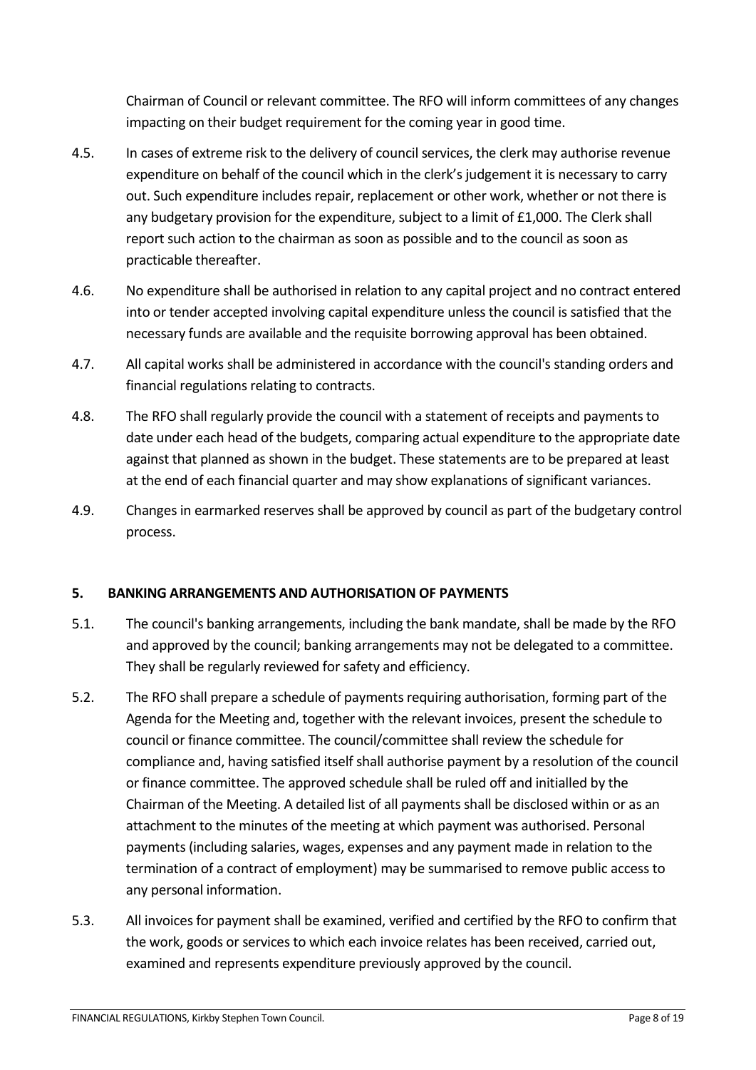Chairman of Council or relevant committee. The RFO will inform committees of any changes impacting on their budget requirement for the coming year in good time.

4.5. In cases of extreme risk to the delivery of council services, the clerk may authorise revenue expenditure on behalf of the council which in the clerk's judgement it is necessary to carry out. Such expenditure includes repair, replacement or other work, whether or not there is any budgetary provision for the expenditure, subject to a limit of £1,000. The Clerk shall report such action to the chairman as soon as possible and to the council as soon as practicable thereafter.

4.6. No expenditure shall be authorised in relation to any capital project and no contract entered into or tender accepted involving capital expenditure unless the council is satisfied that the necessary funds are available and the requisite borrowing approval has been obtained.

4.7. All capital works shall be administered in accordance with the council's standing orders and financial regulations relating to contracts.

4.8. The RFO shall regularly provide the council with a statement of receipts and payments to date under each head of the budgets, comparing actual expenditure to the appropriate date against that planned as shown in the budget. These statements are to be prepared at least at the end of each financial quarter and may show explanations of significant variances.

4.9. Changes in earmarked reserves shall be approved by council as part of the budgetary control process.

## 5. BANKING ARRANGEMENTS AND AUTHORISATION OF PAYMENTS

5.1. The council's banking arrangements, including the bank mandate, shall be made by the RFO and approved by the council; banking arrangements may not be delegated to a committee. They shall be regularly reviewed for safety and efficiency.

5.2. The RFO shall prepare a schedule of payments requiring authorisation, forming part of the Agenda for the Meeting and, together with the relevant invoices, present the schedule to council or finance committee. The council/committee shall review the schedule for compliance and, having satisfied itself shall authorise payment by a resolution of the council or finance committee. The approved schedule shall be ruled off and initialled by the Chairman of the Meeting. A detailed list of all payments shall be disclosed within or as an attachment to the minutes of the meeting at which payment was authorised. Personal payments (including salaries, wages, expenses and any payment made in relation to the termination of a contract of employment) may be summarised to remove public access to any personal information.

5.3. All invoices for payment shall be examined, verified and certified by the RFO to confirm that the work, goods or services to which each invoice relates has been received, carried out, examined and represents expenditure previously approved by the council.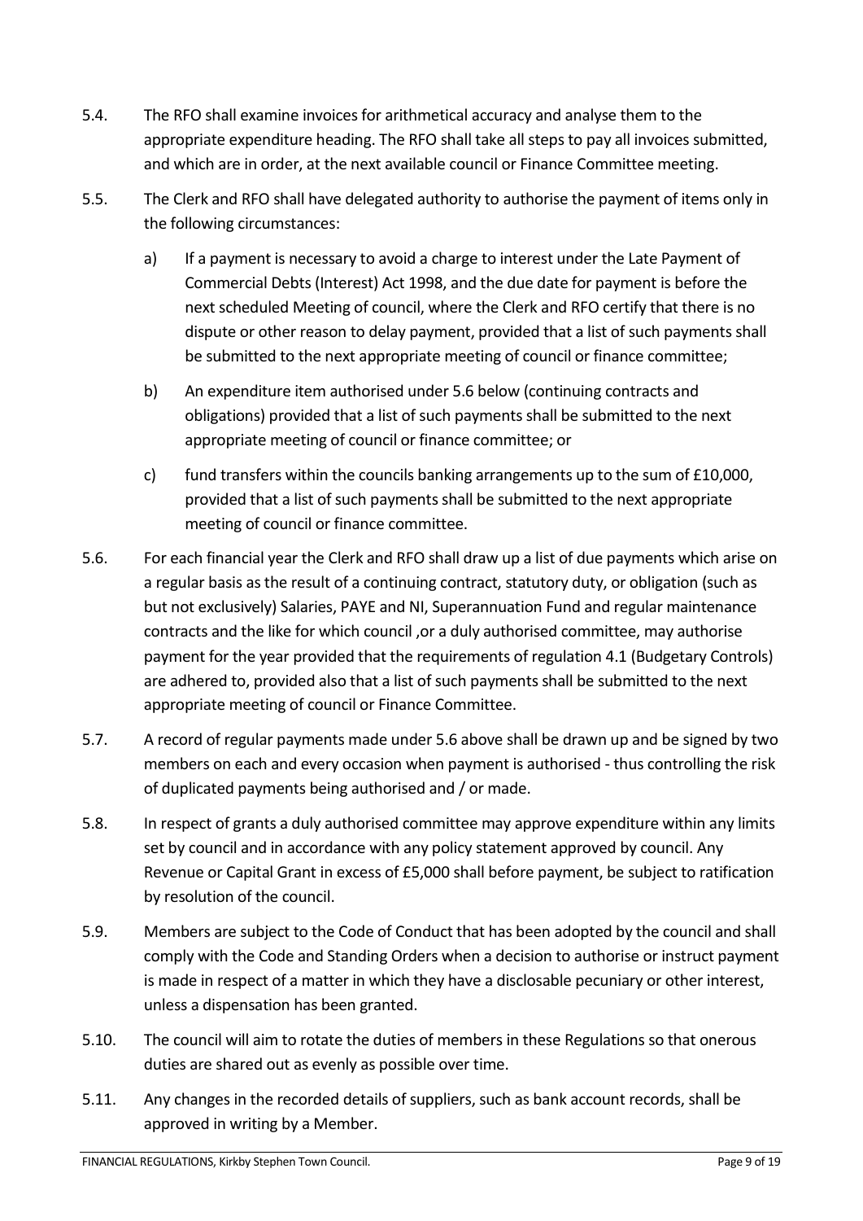5.4. The RFO shall examine invoices for arithmetical accuracy and analyse them to the appropriate expenditure heading. The RFO shall take all steps to pay all invoices submitted, and which are in order, at the next available council or Finance Committee meeting.

5.5. The Clerk and RFO shall have delegated authority to authorise the payment of items only in the following circumstances:

a) If a payment is necessary to avoid a charge to interest under the Late Payment of Commercial Debts (Interest) Act 1998, and the due date for payment is before the next scheduled Meeting of council, where the Clerk and RFO certify that there is no dispute or other reason to delay payment, provided that a list of such payments shall be submitted to the next appropriate meeting of council or finance committee;

b) An expenditure item authorised under 5.6 below (continuing contracts and obligations) provided that a list of such payments shall be submitted to the next appropriate meeting of council or finance committee; or

c) fund transfers within the councils banking arrangements up to the sum of £10,000, provided that a list of such payments shall be submitted to the next appropriate meeting of council or finance committee.

5.6. For each financial year the Clerk and RFO shall draw up a list of due payments which arise on a regular basis as the result of a continuing contract, statutory duty, or obligation (such as but not exclusively) Salaries, PAYE and NI, Superannuation Fund and regular maintenance contracts and the like for which council ,or a duly authorised committee, may authorise payment for the year provided that the requirements of regulation 4.1 (Budgetary Controls) are adhered to, provided also that a list of such payments shall be submitted to the next appropriate meeting of council or Finance Committee.

5.7. A record of regular payments made under 5.6 above shall be drawn up and be signed by two members on each and every occasion when payment is authorised - thus controlling the risk of duplicated payments being authorised and / or made.

5.8. In respect of grants a duly authorised committee may approve expenditure within any limits set by council and in accordance with any policy statement approved by council. Any Revenue or Capital Grant in excess of £5,000 shall before payment, be subject to ratification by resolution of the council.

5.9. Members are subject to the Code of Conduct that has been adopted by the council and shall comply with the Code and Standing Orders when a decision to authorise or instruct payment is made in respect of a matter in which they have a disclosable pecuniary or other interest, unless a dispensation has been granted.

5.10. The council will aim to rotate the duties of members in these Regulations so that onerous duties are shared out as evenly as possible over time.

5.11. Any changes in the recorded details of suppliers, such as bank account records, shall be approved in writing by a Member.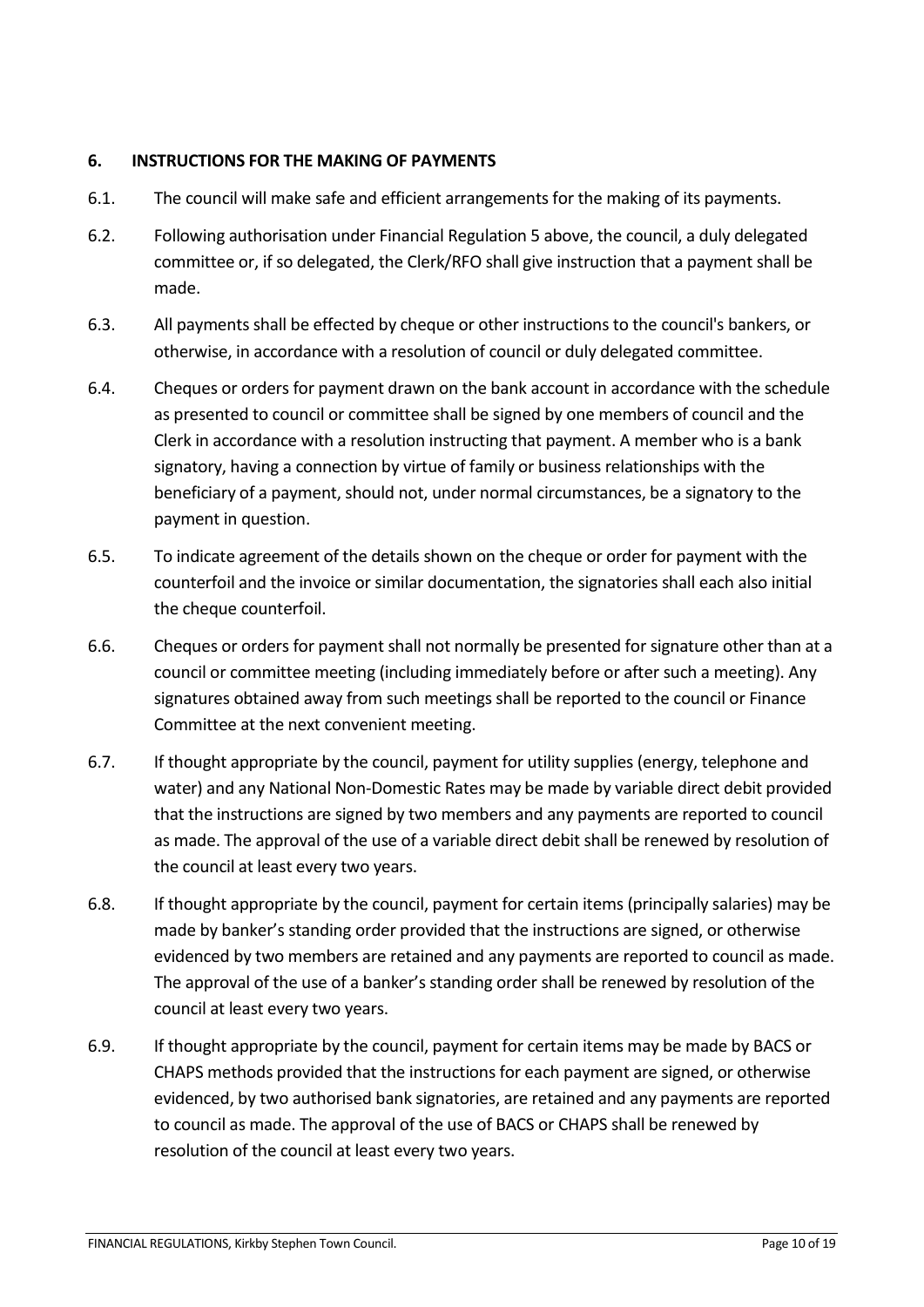## 6. INSTRUCTIONS FOR THE MAKING OF PAYMENTS

6.1. The council will make safe and efficient arrangements for the making of its payments.

6.2. Following authorisation under Financial Regulation 5 above, the council, a duly delegated committee or, if so delegated, the Clerk/RFO shall give instruction that a payment shall be made.

6.3. All payments shall be effected by cheque or other instructions to the council's bankers, or otherwise, in accordance with a resolution of council or duly delegated committee.

6.4. Cheques or orders for payment drawn on the bank account in accordance with the schedule as presented to council or committee shall be signed by one members of council and the Clerk in accordance with a resolution instructing that payment. A member who is a bank signatory, having a connection by virtue of family or business relationships with the beneficiary of a payment, should not, under normal circumstances, be a signatory to the payment in question.

6.5. To indicate agreement of the details shown on the cheque or order for payment with the counterfoil and the invoice or similar documentation, the signatories shall each also initial the cheque counterfoil.

6.6. Cheques or orders for payment shall not normally be presented for signature other than at a council or committee meeting (including immediately before or after such a meeting). Any signatures obtained away from such meetings shall be reported to the council or Finance Committee at the next convenient meeting.

6.7. If thought appropriate by the council, payment for utility supplies (energy, telephone and water) and any National Non-Domestic Rates may be made by variable direct debit provided that the instructions are signed by two members and any payments are reported to council as made. The approval of the use of a variable direct debit shall be renewed by resolution of the council at least every two years.

6.8. If thought appropriate by the council, payment for certain items (principally salaries) may be made by banker's standing order provided that the instructions are signed, or otherwise evidenced by two members are retained and any payments are reported to council as made. The approval of the use of a banker's standing order shall be renewed by resolution of the council at least every two years.

6.9. If thought appropriate by the council, payment for certain items may be made by BACS or CHAPS methods provided that the instructions for each payment are signed, or otherwise evidenced, by two authorised bank signatories, are retained and any payments are reported to council as made. The approval of the use of BACS or CHAPS shall be renewed by resolution of the council at least every two years.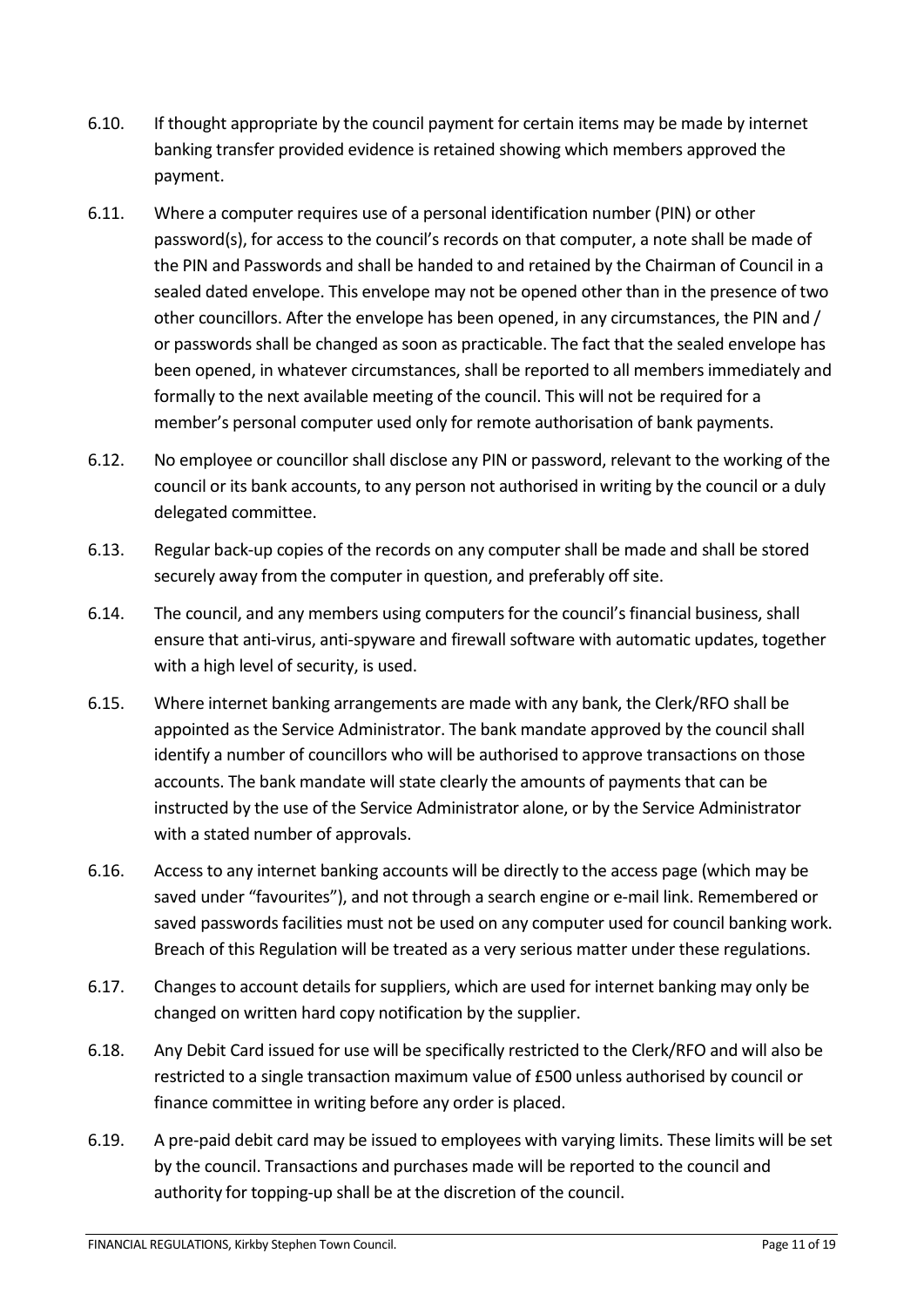6.10. If thought appropriate by the council payment for certain items may be made by internet banking transfer provided evidence is retained showing which members approved the payment.

6.11. Where a computer requires use of a personal identification number (PIN) or other password(s), for access to the council's records on that computer, a note shall be made of the PIN and Passwords and shall be handed to and retained by the Chairman of Council in a sealed dated envelope. This envelope may not be opened other than in the presence of two other councillors. After the envelope has been opened, in any circumstances, the PIN and / or passwords shall be changed as soon as practicable. The fact that the sealed envelope has been opened, in whatever circumstances, shall be reported to all members immediately and formally to the next available meeting of the council. This will not be required for a member's personal computer used only for remote authorisation of bank payments.

6.12. No employee or councillor shall disclose any PIN or password, relevant to the working of the council or its bank accounts, to any person not authorised in writing by the council or a duly delegated committee.

6.13. Regular back-up copies of the records on any computer shall be made and shall be stored securely away from the computer in question, and preferably off site.

6.14. The council, and any members using computers for the council's financial business, shall ensure that anti-virus, anti-spyware and firewall software with automatic updates, together with a high level of security, is used.

6.15. Where internet banking arrangements are made with any bank, the Clerk/RFO shall be appointed as the Service Administrator. The bank mandate approved by the council shall identify a number of councillors who will be authorised to approve transactions on those accounts. The bank mandate will state clearly the amounts of payments that can be instructed by the use of the Service Administrator alone, or by the Service Administrator with a stated number of approvals.

6.16. Access to any internet banking accounts will be directly to the access page (which may be saved under "favourites"), and not through a search engine or e-mail link. Remembered or saved passwords facilities must not be used on any computer used for council banking work. Breach of this Regulation will be treated as a very serious matter under these regulations.

6.17. Changes to account details for suppliers, which are used for internet banking may only be changed on written hard copy notification by the supplier.

6.18. Any Debit Card issued for use will be specifically restricted to the Clerk/RFO and will also be restricted to a single transaction maximum value of £500 unless authorised by council or finance committee in writing before any order is placed.

6.19. A pre-paid debit card may be issued to employees with varying limits. These limits will be set by the council. Transactions and purchases made will be reported to the council and authority for topping-up shall be at the discretion of the council.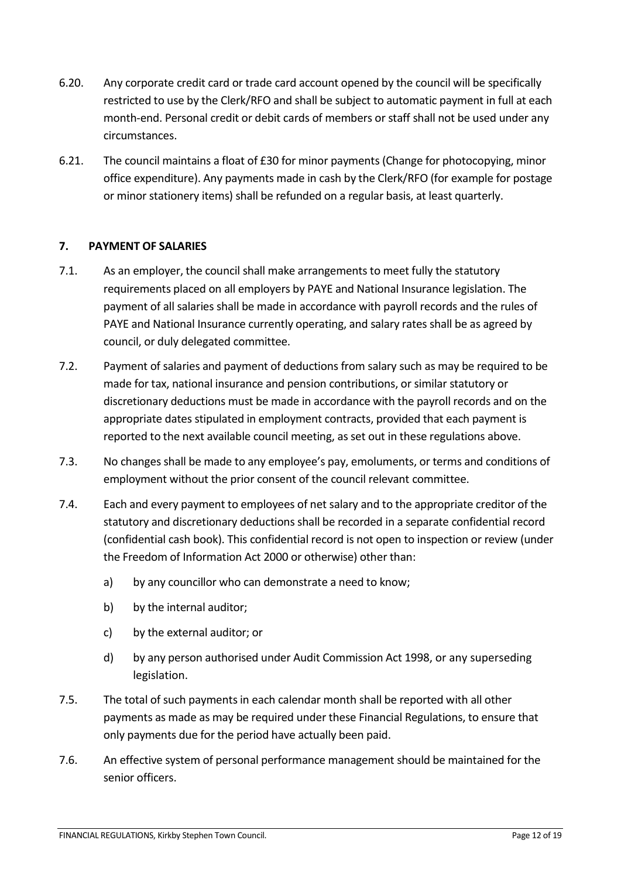6.20. Any corporate credit card or trade card account opened by the council will be specifically restricted to use by the Clerk/RFO and shall be subject to automatic payment in full at each month-end. Personal credit or debit cards of members or staff shall not be used under any circumstances.

6.21. The council maintains a float of £30 for minor payments (Change for photocopying, minor office expenditure). Any payments made in cash by the Clerk/RFO (for example for postage or minor stationery items) shall be refunded on a regular basis, at least quarterly.

## 7. PAYMENT OF SALARIES

7.1. As an employer, the council shall make arrangements to meet fully the statutory requirements placed on all employers by PAYE and National Insurance legislation. The payment of all salaries shall be made in accordance with payroll records and the rules of PAYE and National Insurance currently operating, and salary rates shall be as agreed by council, or duly delegated committee.

7.2. Payment of salaries and payment of deductions from salary such as may be required to be made for tax, national insurance and pension contributions, or similar statutory or discretionary deductions must be made in accordance with the payroll records and on the appropriate dates stipulated in employment contracts, provided that each payment is reported to the next available council meeting, as set out in these regulations above.

7.3. No changes shall be made to any employee's pay, emoluments, or terms and conditions of employment without the prior consent of the council relevant committee.

7.4. Each and every payment to employees of net salary and to the appropriate creditor of the statutory and discretionary deductions shall be recorded in a separate confidential record (confidential cash book). This confidential record is not open to inspection or review (under the Freedom of Information Act 2000 or otherwise) other than:

a) by any councillor who can demonstrate a need to know;

b) by the internal auditor;

c) by the external auditor; or

d) by any person authorised under Audit Commission Act 1998, or any superseding legislation.

7.5. The total of such payments in each calendar month shall be reported with all other payments as made as may be required under these Financial Regulations, to ensure that only payments due for the period have actually been paid.

7.6. An effective system of personal performance management should be maintained for the senior officers.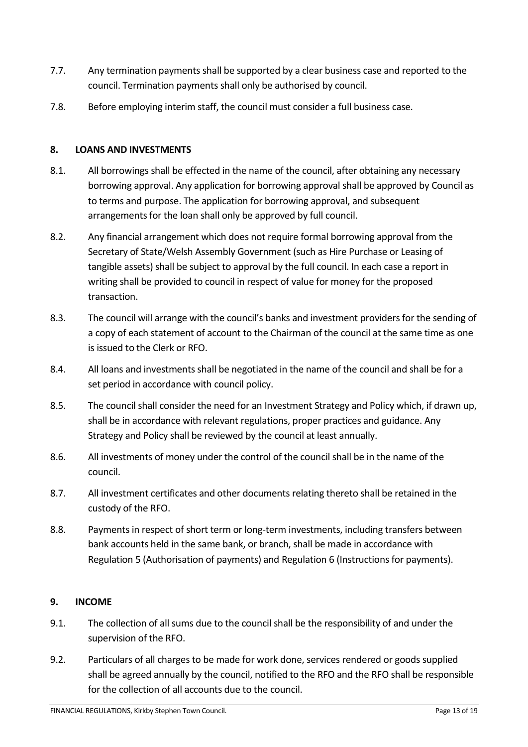7.7. Any termination payments shall be supported by a clear business case and reported to the council. Termination payments shall only be authorised by council.

7.8. Before employing interim staff, the council must consider a full business case.

## 8. LOANS AND INVESTMENTS

8.1. All borrowings shall be effected in the name of the council, after obtaining any necessary borrowing approval. Any application for borrowing approval shall be approved by Council as to terms and purpose. The application for borrowing approval, and subsequent arrangements for the loan shall only be approved by full council.

8.2. Any financial arrangement which does not require formal borrowing approval from the Secretary of State/Welsh Assembly Government (such as Hire Purchase or Leasing of tangible assets) shall be subject to approval by the full council. In each case a report in writing shall be provided to council in respect of value for money for the proposed transaction.

8.3. The council will arrange with the council's banks and investment providers for the sending of a copy of each statement of account to the Chairman of the council at the same time as one is issued to the Clerk or RFO.

8.4. All loans and investments shall be negotiated in the name of the council and shall be for a set period in accordance with council policy.

8.5. The council shall consider the need for an Investment Strategy and Policy which, if drawn up, shall be in accordance with relevant regulations, proper practices and guidance. Any Strategy and Policy shall be reviewed by the council at least annually.

8.6. All investments of money under the control of the council shall be in the name of the council.

8.7. All investment certificates and other documents relating thereto shall be retained in the custody of the RFO.

8.8. Payments in respect of short term or long-term investments, including transfers between bank accounts held in the same bank, or branch, shall be made in accordance with Regulation 5 (Authorisation of payments) and Regulation 6 (Instructions for payments).

## 9. INCOME

9.1. The collection of all sums due to the council shall be the responsibility of and under the supervision of the RFO.

9.2. Particulars of all charges to be made for work done, services rendered or goods supplied shall be agreed annually by the council, notified to the RFO and the RFO shall be responsible for the collection of all accounts due to the council.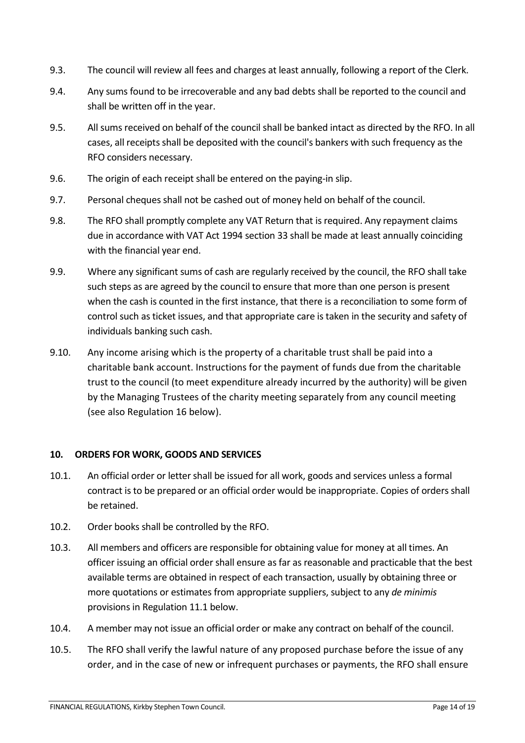9.3. The council will review all fees and charges at least annually, following a report of the Clerk.

9.4. Any sums found to be irrecoverable and any bad debts shall be reported to the council and shall be written off in the year.

9.5. All sums received on behalf of the council shall be banked intact as directed by the RFO. In all cases, all receipts shall be deposited with the council's bankers with such frequency as the RFO considers necessary.

9.6. The origin of each receipt shall be entered on the paying-in slip.

9.7. Personal cheques shall not be cashed out of money held on behalf of the council.

9.8. The RFO shall promptly complete any VAT Return that is required. Any repayment claims due in accordance with VAT Act 1994 section 33 shall be made at least annually coinciding with the financial year end.

9.9. Where any significant sums of cash are regularly received by the council, the RFO shall take such steps as are agreed by the council to ensure that more than one person is present when the cash is counted in the first instance, that there is a reconciliation to some form of control such as ticket issues, and that appropriate care is taken in the security and safety of individuals banking such cash.

9.10. Any income arising which is the property of a charitable trust shall be paid into a charitable bank account. Instructions for the payment of funds due from the charitable trust to the council (to meet expenditure already incurred by the authority) will be given by the Managing Trustees of the charity meeting separately from any council meeting (see also Regulation 16 below).

## 10. ORDERS FOR WORK, GOODS AND SERVICES

10.1. An official order or letter shall be issued for all work, goods and services unless a formal contract is to be prepared or an official order would be inappropriate. Copies of orders shall be retained.

10.2. Order books shall be controlled by the RFO.

10.3. All members and officers are responsible for obtaining value for money at all times. An officer issuing an official order shall ensure as far as reasonable and practicable that the best available terms are obtained in respect of each transaction, usually by obtaining three or more quotations or estimates from appropriate suppliers, subject to any *de minimis* provisions in Regulation 11.1 below.

10.4. A member may not issue an official order or make any contract on behalf of the council.

10.5. The RFO shall verify the lawful nature of any proposed purchase before the issue of any order, and in the case of new or infrequent purchases or payments, the RFO shall ensure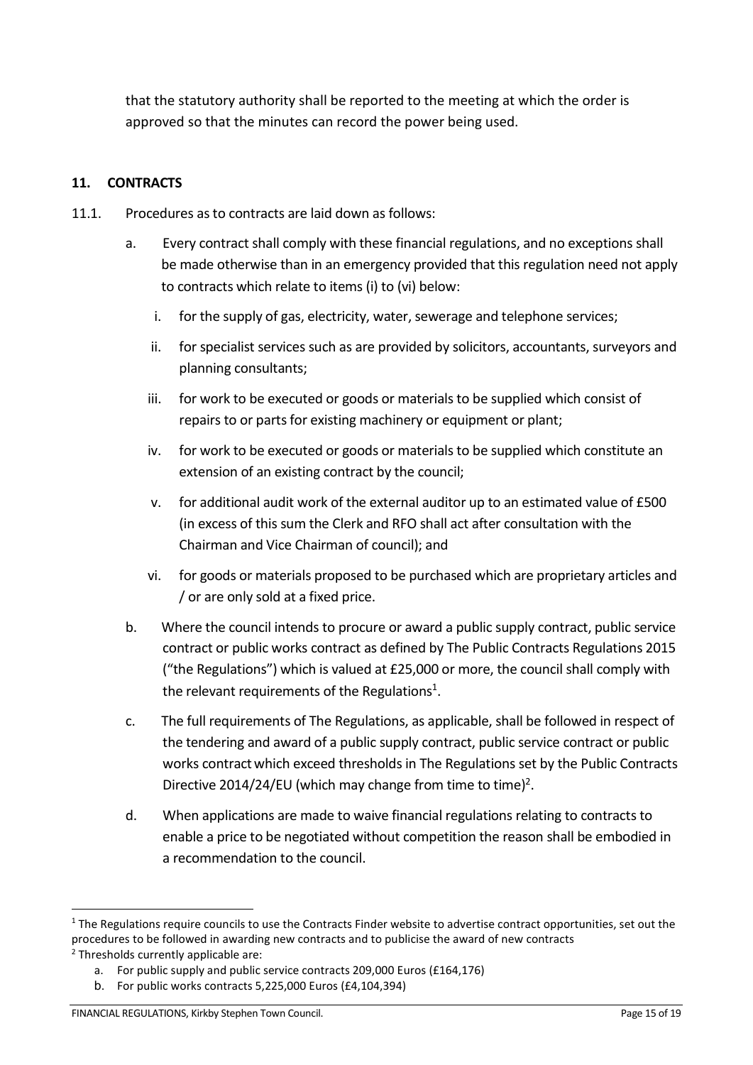that the statutory authority shall be reported to the meeting at which the order is approved so that the minutes can record the power being used.

## 11. CONTRACTS

11.1. Procedures as to contracts are laid down as follows:

a. Every contract shall comply with these financial regulations, and no exceptions shall be made otherwise than in an emergency provided that this regulation need not apply to contracts which relate to items (i) to (vi) below:

   i. for the supply of gas, electricity, water, sewerage and telephone services;

   ii. for specialist services such as are provided by solicitors, accountants, surveyors and planning consultants;

   iii. for work to be executed or goods or materials to be supplied which consist of repairs to or parts for existing machinery or equipment or plant;

   iv. for work to be executed or goods or materials to be supplied which constitute an extension of an existing contract by the council;

   v. for additional audit work of the external auditor up to an estimated value of £500 (in excess of this sum the Clerk and RFO shall act after consultation with the Chairman and Vice Chairman of council); and

   vi. for goods or materials proposed to be purchased which are proprietary articles and / or are only sold at a fixed price.

b. Where the council intends to procure or award a public supply contract, public service contract or public works contract as defined by The Public Contracts Regulations 2015 ("the Regulations") which is valued at £25,000 or more, the council shall comply with the relevant requirements of the Regulations[1].

c. The full requirements of The Regulations, as applicable, shall be followed in respect of the tendering and award of a public supply contract, public service contract or public works contract which exceed thresholds in The Regulations set by the Public Contracts Directive 2014/24/EU (which may change from time to time)[2].

d. When applications are made to waive financial regulations relating to contracts to enable a price to be negotiated without competition the reason shall be embodied in a recommendation to the council.

---

[1] The Regulations require councils to use the Contracts Finder website to advertise contract opportunities, set out the procedures to be followed in awarding new contracts and to publicise the award of new contracts

[2] Thresholds currently applicable are:

a. For public supply and public service contracts 209,000 Euros (£164,176)

b. For public works contracts 5,225,000 Euros (£4,104,394)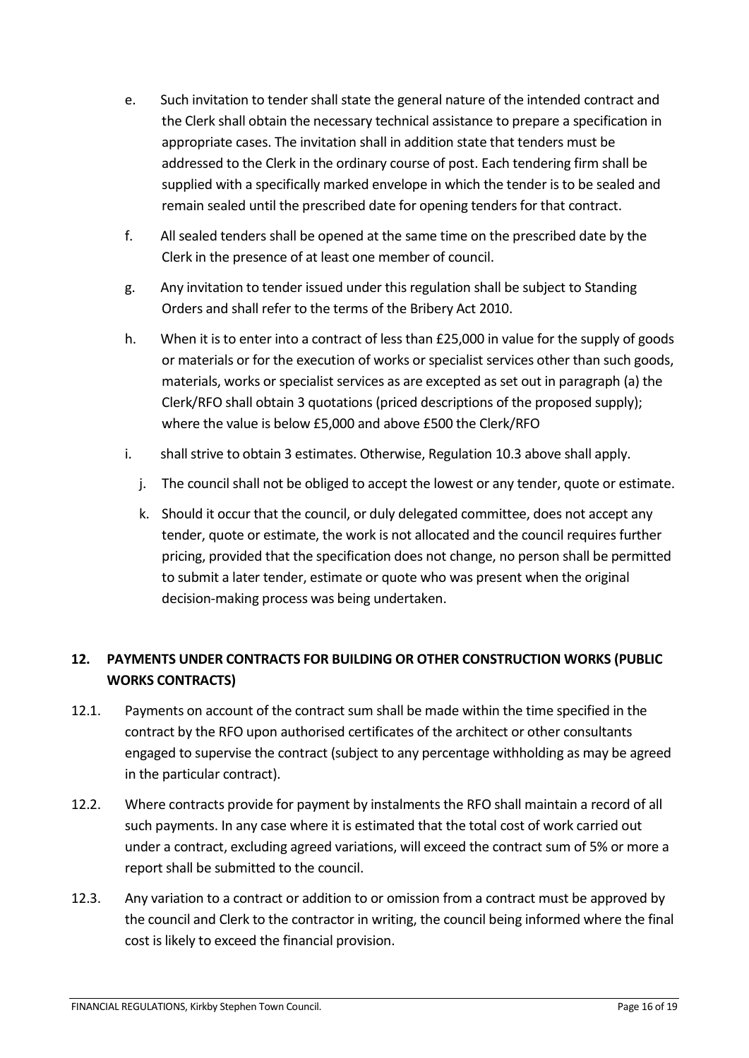e. Such invitation to tender shall state the general nature of the intended contract and the Clerk shall obtain the necessary technical assistance to prepare a specification in appropriate cases. The invitation shall in addition state that tenders must be addressed to the Clerk in the ordinary course of post. Each tendering firm shall be supplied with a specifically marked envelope in which the tender is to be sealed and remain sealed until the prescribed date for opening tenders for that contract.

f. All sealed tenders shall be opened at the same time on the prescribed date by the Clerk in the presence of at least one member of council.

g. Any invitation to tender issued under this regulation shall be subject to Standing Orders and shall refer to the terms of the Bribery Act 2010.

h. When it is to enter into a contract of less than £25,000 in value for the supply of goods or materials or for the execution of works or specialist services other than such goods, materials, works or specialist services as are excepted as set out in paragraph (a) the Clerk/RFO shall obtain 3 quotations (priced descriptions of the proposed supply); where the value is below £5,000 and above £500 the Clerk/RFO

i. shall strive to obtain 3 estimates. Otherwise, Regulation 10.3 above shall apply.

j. The council shall not be obliged to accept the lowest or any tender, quote or estimate.

k. Should it occur that the council, or duly delegated committee, does not accept any tender, quote or estimate, the work is not allocated and the council requires further pricing, provided that the specification does not change, no person shall be permitted to submit a later tender, estimate or quote who was present when the original decision-making process was being undertaken.

## 12. PAYMENTS UNDER CONTRACTS FOR BUILDING OR OTHER CONSTRUCTION WORKS (PUBLIC WORKS CONTRACTS)

12.1. Payments on account of the contract sum shall be made within the time specified in the contract by the RFO upon authorised certificates of the architect or other consultants engaged to supervise the contract (subject to any percentage withholding as may be agreed in the particular contract).

12.2. Where contracts provide for payment by instalments the RFO shall maintain a record of all such payments. In any case where it is estimated that the total cost of work carried out under a contract, excluding agreed variations, will exceed the contract sum of 5% or more a report shall be submitted to the council.

12.3. Any variation to a contract or addition to or omission from a contract must be approved by the council and Clerk to the contractor in writing, the council being informed where the final cost is likely to exceed the financial provision.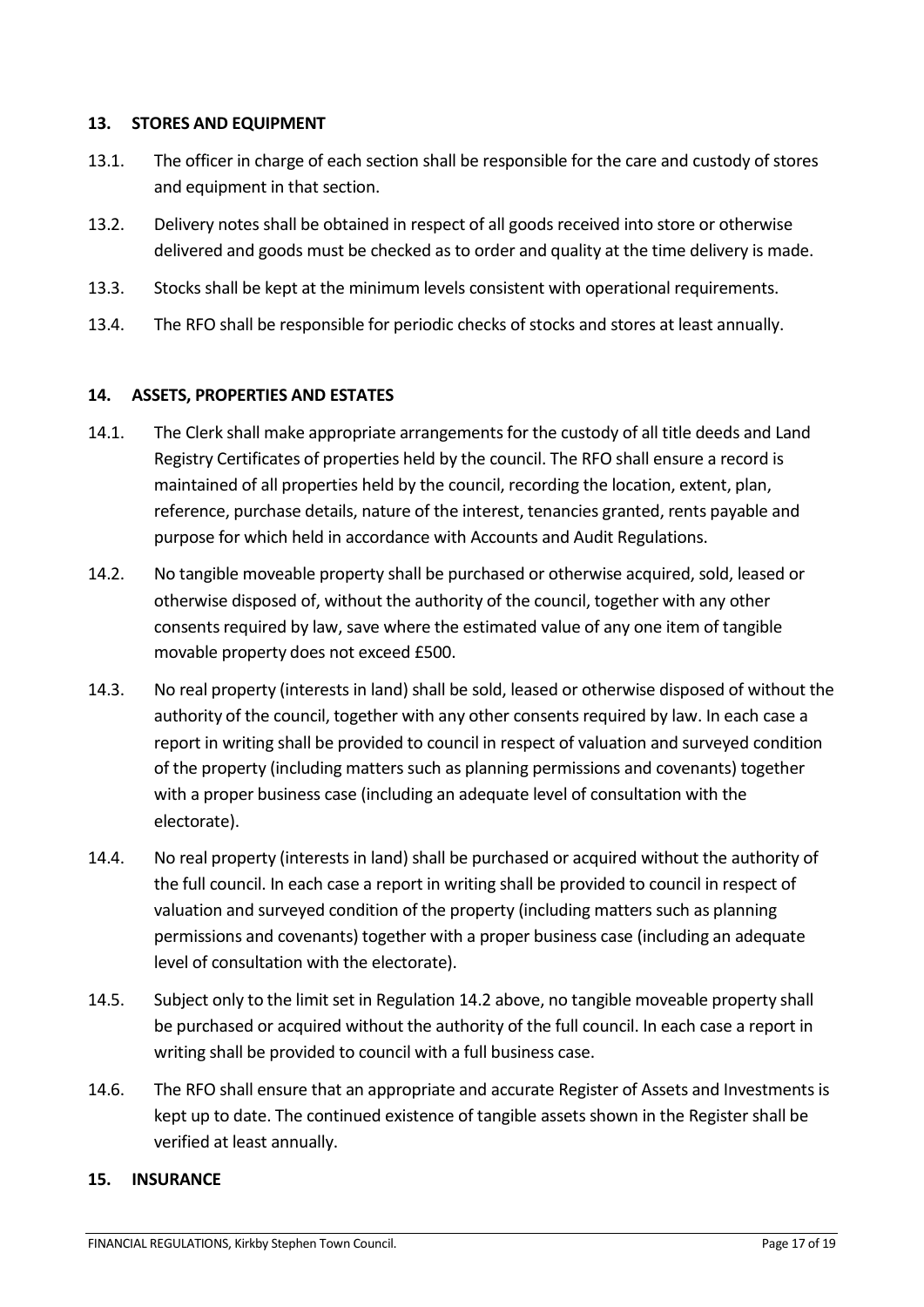## 13. STORES AND EQUIPMENT

13.1. The officer in charge of each section shall be responsible for the care and custody of stores and equipment in that section.

13.2. Delivery notes shall be obtained in respect of all goods received into store or otherwise delivered and goods must be checked as to order and quality at the time delivery is made.

13.3. Stocks shall be kept at the minimum levels consistent with operational requirements.

13.4. The RFO shall be responsible for periodic checks of stocks and stores at least annually.

## 14. ASSETS, PROPERTIES AND ESTATES

14.1. The Clerk shall make appropriate arrangements for the custody of all title deeds and Land Registry Certificates of properties held by the council. The RFO shall ensure a record is maintained of all properties held by the council, recording the location, extent, plan, reference, purchase details, nature of the interest, tenancies granted, rents payable and purpose for which held in accordance with Accounts and Audit Regulations.

14.2. No tangible moveable property shall be purchased or otherwise acquired, sold, leased or otherwise disposed of, without the authority of the council, together with any other consents required by law, save where the estimated value of any one item of tangible movable property does not exceed £500.

14.3. No real property (interests in land) shall be sold, leased or otherwise disposed of without the authority of the council, together with any other consents required by law. In each case a report in writing shall be provided to council in respect of valuation and surveyed condition of the property (including matters such as planning permissions and covenants) together with a proper business case (including an adequate level of consultation with the electorate).

14.4. No real property (interests in land) shall be purchased or acquired without the authority of the full council. In each case a report in writing shall be provided to council in respect of valuation and surveyed condition of the property (including matters such as planning permissions and covenants) together with a proper business case (including an adequate level of consultation with the electorate).

14.5. Subject only to the limit set in Regulation 14.2 above, no tangible moveable property shall be purchased or acquired without the authority of the full council. In each case a report in writing shall be provided to council with a full business case.

14.6. The RFO shall ensure that an appropriate and accurate Register of Assets and Investments is kept up to date. The continued existence of tangible assets shown in the Register shall be verified at least annually.

## 15. INSURANCE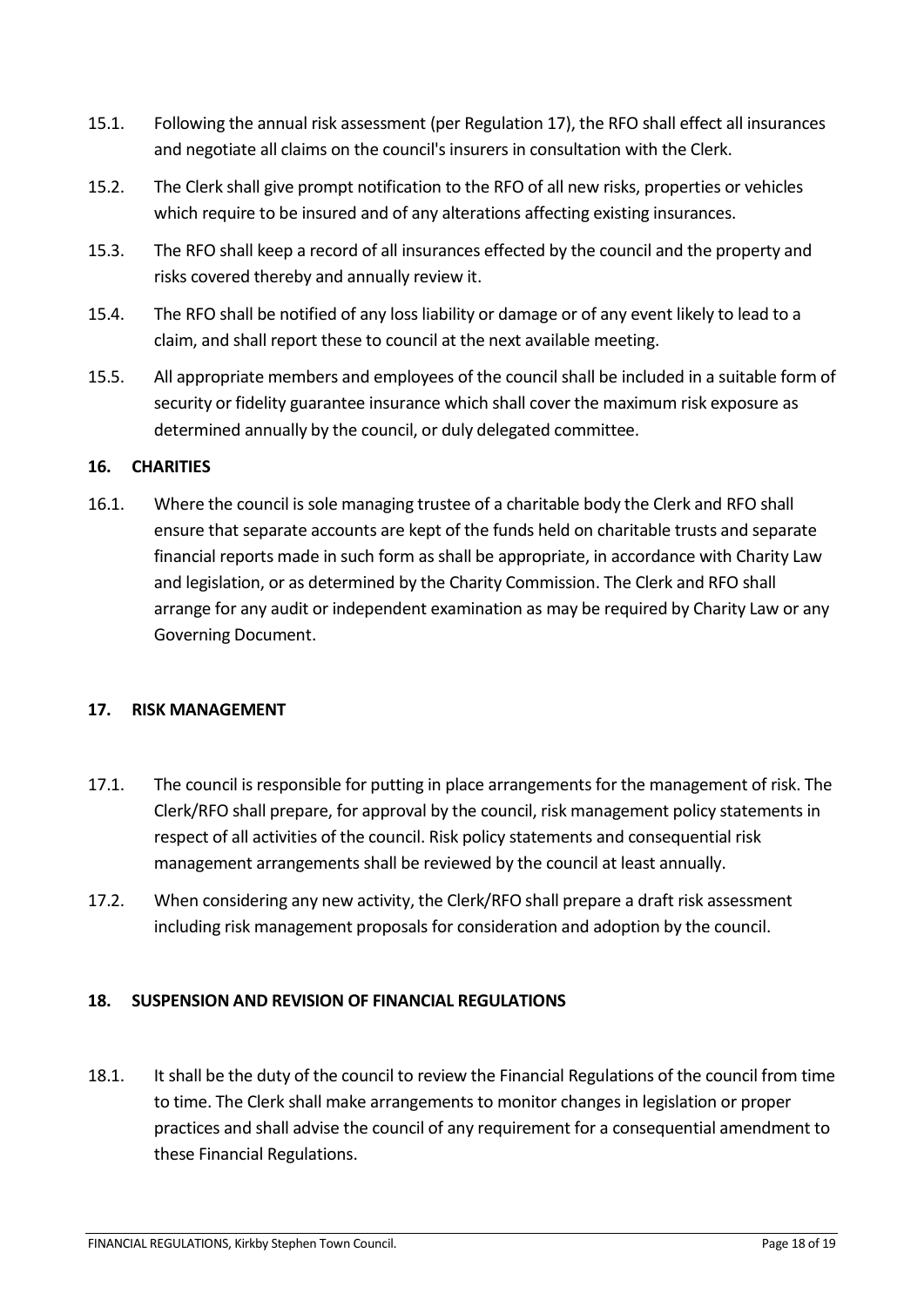15.1. Following the annual risk assessment (per Regulation 17), the RFO shall effect all insurances and negotiate all claims on the council's insurers in consultation with the Clerk.

15.2. The Clerk shall give prompt notification to the RFO of all new risks, properties or vehicles which require to be insured and of any alterations affecting existing insurances.

15.3. The RFO shall keep a record of all insurances effected by the council and the property and risks covered thereby and annually review it.

15.4. The RFO shall be notified of any loss liability or damage or of any event likely to lead to a claim, and shall report these to council at the next available meeting.

15.5. All appropriate members and employees of the council shall be included in a suitable form of security or fidelity guarantee insurance which shall cover the maximum risk exposure as determined annually by the council, or duly delegated committee.

## 16. CHARITIES

16.1. Where the council is sole managing trustee of a charitable body the Clerk and RFO shall ensure that separate accounts are kept of the funds held on charitable trusts and separate financial reports made in such form as shall be appropriate, in accordance with Charity Law and legislation, or as determined by the Charity Commission. The Clerk and RFO shall arrange for any audit or independent examination as may be required by Charity Law or any Governing Document.

## 17. RISK MANAGEMENT

17.1. The council is responsible for putting in place arrangements for the management of risk. The Clerk/RFO shall prepare, for approval by the council, risk management policy statements in respect of all activities of the council. Risk policy statements and consequential risk management arrangements shall be reviewed by the council at least annually.

17.2. When considering any new activity, the Clerk/RFO shall prepare a draft risk assessment including risk management proposals for consideration and adoption by the council.

## 18. SUSPENSION AND REVISION OF FINANCIAL REGULATIONS

18.1. It shall be the duty of the council to review the Financial Regulations of the council from time to time. The Clerk shall make arrangements to monitor changes in legislation or proper practices and shall advise the council of any requirement for a consequential amendment to these Financial Regulations.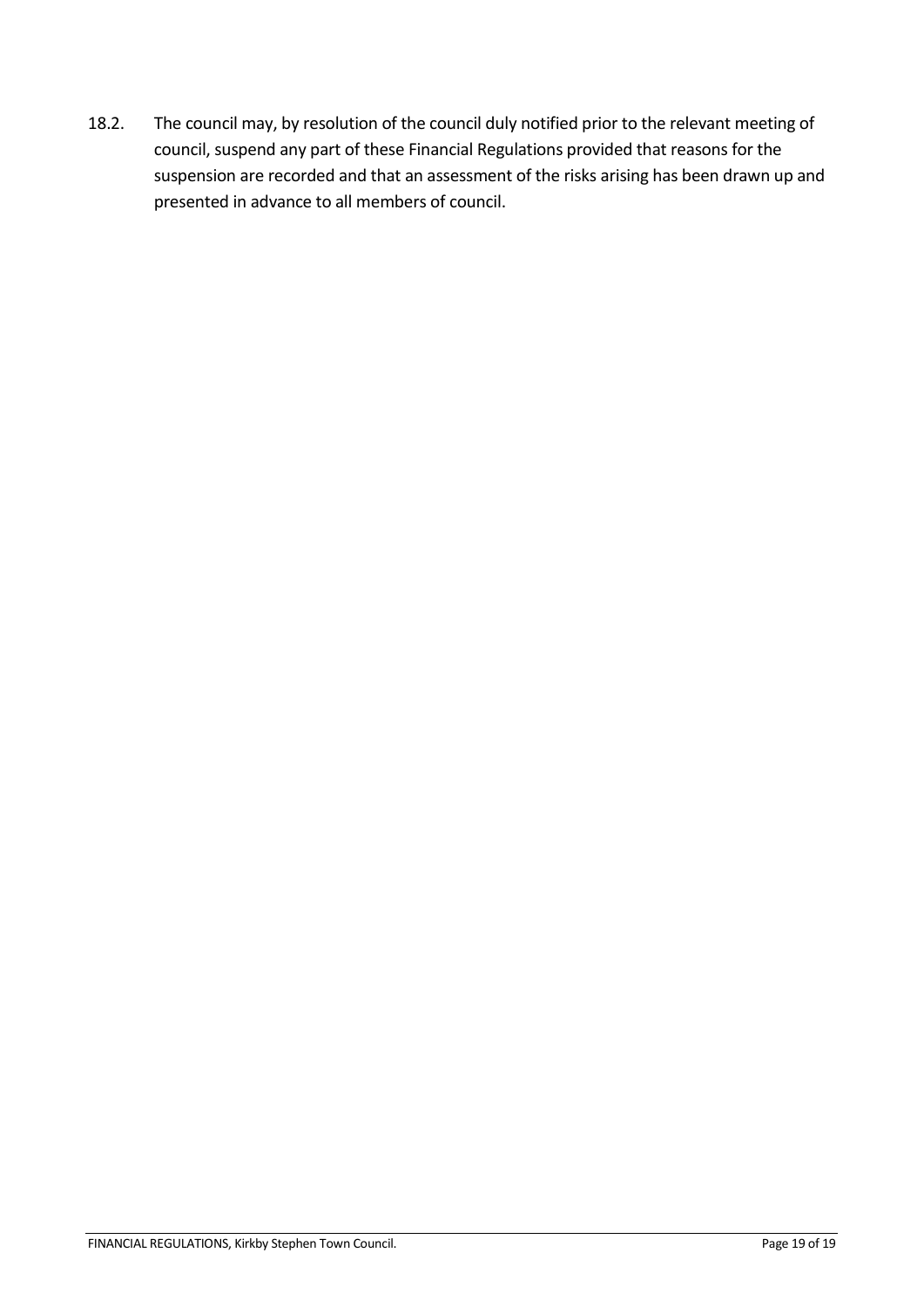18.2. The council may, by resolution of the council duly notified prior to the relevant meeting of council, suspend any part of these Financial Regulations provided that reasons for the suspension are recorded and that an assessment of the risks arising has been drawn up and presented in advance to all members of council.